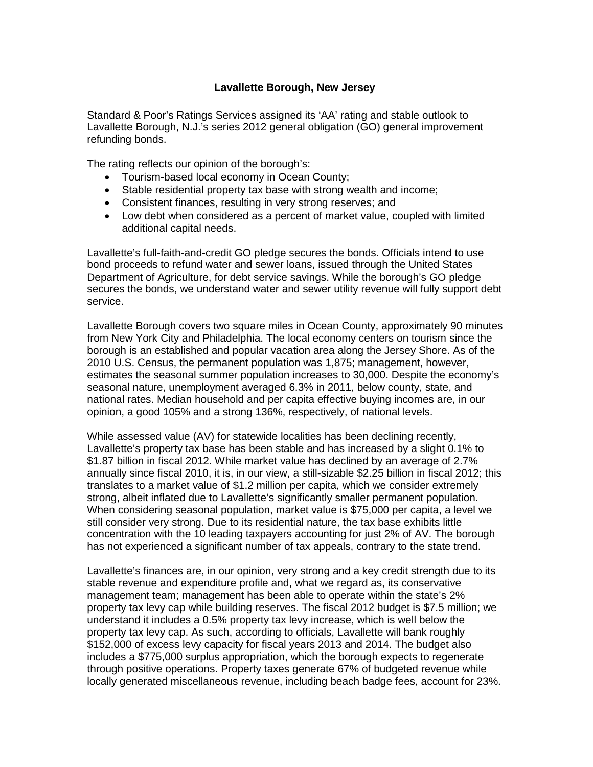# Lavallette Borough, New Jersey

Standard & Poor's Ratings Services assigned its 'AA' rating and stable outlook to Lavallette Borough, N.J.'s series 2012 general obligation (GO) general improvement refunding bonds.

The rating reflects our opinion of the borough's:

- Tourism-based local economy in Ocean County;
- Stable residential property tax base with strong wealth and income;
- Consistent finances, resulting in very strong reserves; and
- Low debt when considered as a percent of market value, coupled with limited additional capital needs.

Lavallette's full-faith-and-credit GO pledge secures the bonds. Officials intend to use bond proceeds to refund water and sewer loans, issued through the United States Department of Agriculture, for debt service savings. While the borough's GO pledge secures the bonds, we understand water and sewer utility revenue will fully support debt service.

Lavallette Borough covers two square miles in Ocean County, approximately 90 minutes from New York City and Philadelphia. The local economy centers on tourism since the borough is an established and popular vacation area along the Jersey Shore. As of the 2010 U.S. Census, the permanent population was 1,875; management, however, estimates the seasonal summer population increases to 30,000. Despite the economy's seasonal nature, unemployment averaged 6.3% in 2011, below county, state, and national rates. Median household and per capita effective buying incomes are, in our opinion, a good 105% and a strong 136%, respectively, of national levels.

While assessed value (AV) for statewide localities has been declining recently, Lavallette's property tax base has been stable and has increased by a slight 0.1% to $1.87 billion in fiscal 2012. While market value has declined by an average of 2.7% annually since fiscal 2010, it is, in our view, a still-sizable $2.25 billion in fiscal 2012; this translates to a market value of $1.2 million per capita, which we consider extremely strong, albeit inflated due to Lavallette's significantly smaller permanent population. When considering seasonal population, market value is $75,000 per capita, a level we still consider very strong. Due to its residential nature, the tax base exhibits little concentration with the 10 leading taxpayers accounting for just 2% of AV. The borough has not experienced a significant number of tax appeals, contrary to the state trend.

Lavallette's finances are, in our opinion, very strong and a key credit strength due to its stable revenue and expenditure profile and, what we regard as, its conservative management team; management has been able to operate within the state's 2% property tax levy cap while building reserves. The fiscal 2012 budget is $7.5 million; we understand it includes a 0.5% property tax levy increase, which is well below the property tax levy cap. As such, according to officials, Lavallette will bank roughly $152,000 of excess levy capacity for fiscal years 2013 and 2014. The budget also includes a $775,000 surplus appropriation, which the borough expects to regenerate through positive operations. Property taxes generate 67% of budgeted revenue while locally generated miscellaneous revenue, including beach badge fees, account for 23%.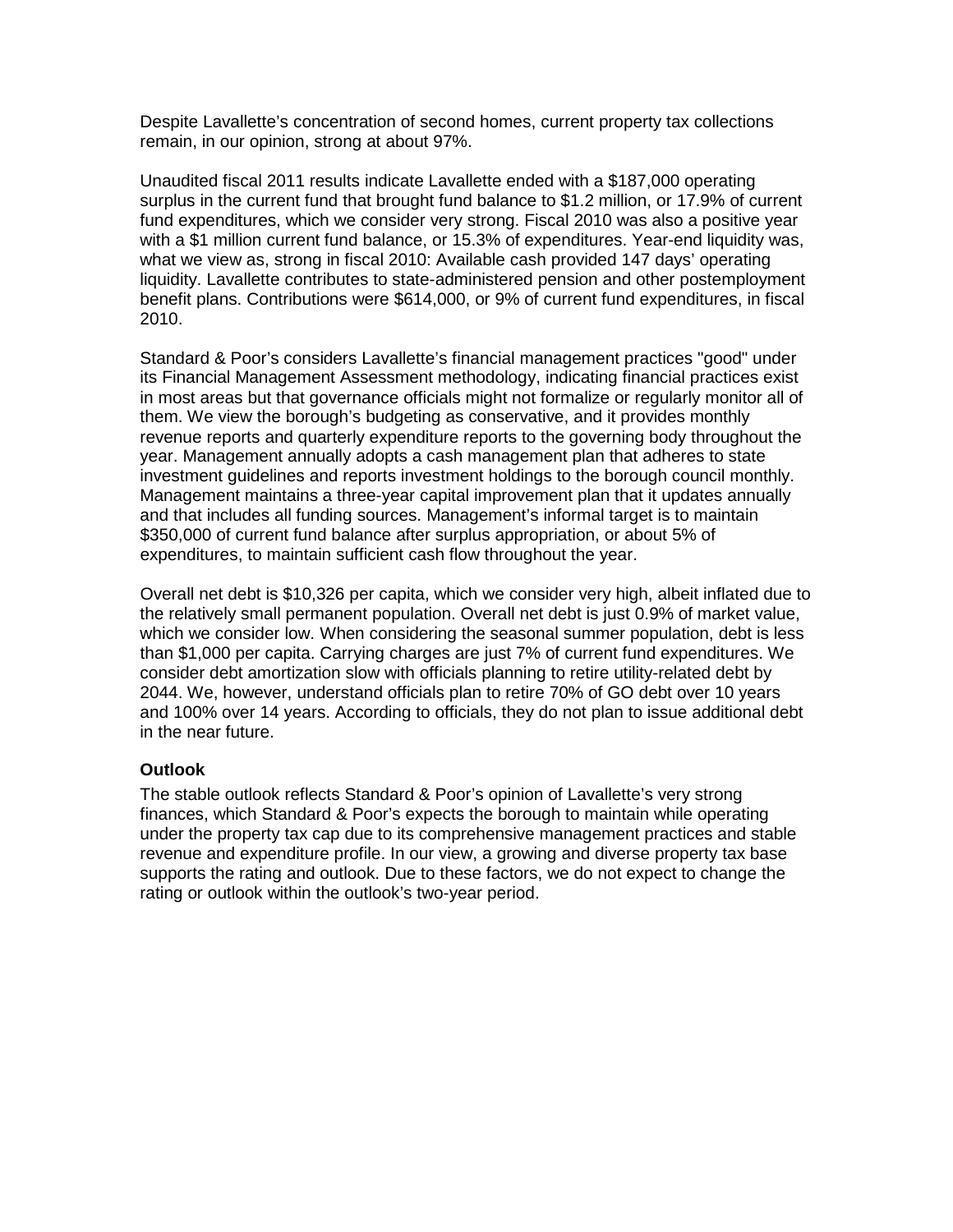Despite Lavallette's concentration of second homes, current property tax collections remain, in our opinion, strong at about 97%.

Unaudited fiscal 2011 results indicate Lavallette ended with a $187,000 operating surplus in the current fund that brought fund balance to $1.2 million, or 17.9% of current fund expenditures, which we consider very strong. Fiscal 2010 was also a positive year with a $1 million current fund balance, or 15.3% of expenditures. Year-end liquidity was, what we view as, strong in fiscal 2010: Available cash provided 147 days' operating liquidity. Lavallette contributes to state-administered pension and other postemployment benefit plans. Contributions were $614,000, or 9% of current fund expenditures, in fiscal 2010.

Standard & Poor's considers Lavallette's financial management practices "good" under its Financial Management Assessment methodology, indicating financial practices exist in most areas but that governance officials might not formalize or regularly monitor all of them. We view the borough's budgeting as conservative, and it provides monthly revenue reports and quarterly expenditure reports to the governing body throughout the year. Management annually adopts a cash management plan that adheres to state investment guidelines and reports investment holdings to the borough council monthly. Management maintains a three-year capital improvement plan that it updates annually and that includes all funding sources. Management's informal target is to maintain $350,000 of current fund balance after surplus appropriation, or about 5% of expenditures, to maintain sufficient cash flow throughout the year.

Overall net debt is $10,326 per capita, which we consider very high, albeit inflated due to the relatively small permanent population. Overall net debt is just 0.9% of market value, which we consider low. When considering the seasonal summer population, debt is less than $1,000 per capita. Carrying charges are just 7% of current fund expenditures. We consider debt amortization slow with officials planning to retire utility-related debt by 2044. We, however, understand officials plan to retire 70% of GO debt over 10 years and 100% over 14 years. According to officials, they do not plan to issue additional debt in the near future.

**Outlook**

The stable outlook reflects Standard & Poor's opinion of Lavallette's very strong finances, which Standard & Poor's expects the borough to maintain while operating under the property tax cap due to its comprehensive management practices and stable revenue and expenditure profile. In our view, a growing and diverse property tax base supports the rating and outlook. Due to these factors, we do not expect to change the rating or outlook within the outlook's two-year period.